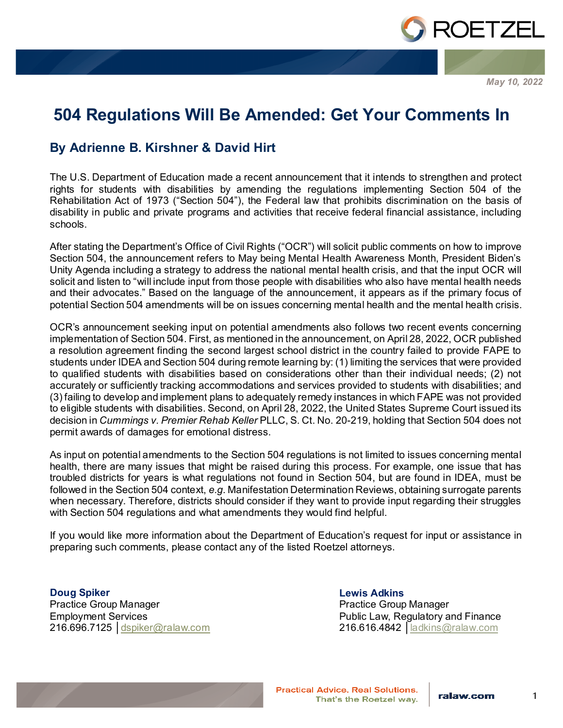May 10, 2022

# 504 Regulations Will Be Amended: Get Your Comments In

## By Adrienne B. Kirshner & David Hirt

The U.S. Department of Education made a recent announcement that it intends to strengthen and protect rights for students with disabilities by amending the regulations implementing Section 504 of the Rehabilitation Act of 1973 ("Section 504"), the Federal law that prohibits discrimination on the basis of disability in public and private programs and activities that receive federal financial assistance, including schools.

After stating the Department's Office of Civil Rights ("OCR") will solicit public comments on how to improve Section 504, the announcement refers to May being Mental Health Awareness Month, President Biden's Unity Agenda including a strategy to address the national mental health crisis, and that the input OCR will solicit and listen to "will include input from those people with disabilities who also have mental health needs and their advocates." Based on the language of the announcement, it appears as if the primary focus of potential Section 504 amendments will be on issues concerning mental health and the mental health crisis.

OCR's announcement seeking input on potential amendments also follows two recent events concerning implementation of Section 504. First, as mentioned in the announcement, on April 28, 2022, OCR published a resolution agreement finding the second largest school district in the country failed to provide FAPE to students under IDEA and Section 504 during remote learning by: (1) limiting the services that were provided to qualified students with disabilities based on considerations other than their individual needs; (2) not accurately or sufficiently tracking accommodations and services provided to students with disabilities; and (3) failing to develop and implement plans to adequately remedy instances in which FAPE was not provided to eligible students with disabilities. Second, on April 28, 2022, the United States Supreme Court issued its decision in *Cummings v. Premier Rehab Keller* PLLC, S. Ct. No. 20-219, holding that Section 504 does not permit awards of damages for emotional distress.

As input on potential amendments to the Section 504 regulations is not limited to issues concerning mental health, there are many issues that might be raised during this process. For example, one issue that has troubled districts for years is what regulations not found in Section 504, but are found in IDEA, must be followed in the Section 504 context, *e.g.* Manifestation Determination Reviews, obtaining surrogate parents when necessary. Therefore, districts should consider if they want to provide input regarding their struggles with Section 504 regulations and what amendments they would find helpful.

If you would like more information about the Department of Education's request for input or assistance in preparing such comments, please contact any of the listed Roetzel attorneys.

**Doug Spiker**
Practice Group Manager
Employment Services
216.696.7125 | dspiker@ralaw.com

**Lewis Adkins**
Practice Group Manager
Public Law, Regulatory and Finance
216.616.4842 | ladkins@ralaw.com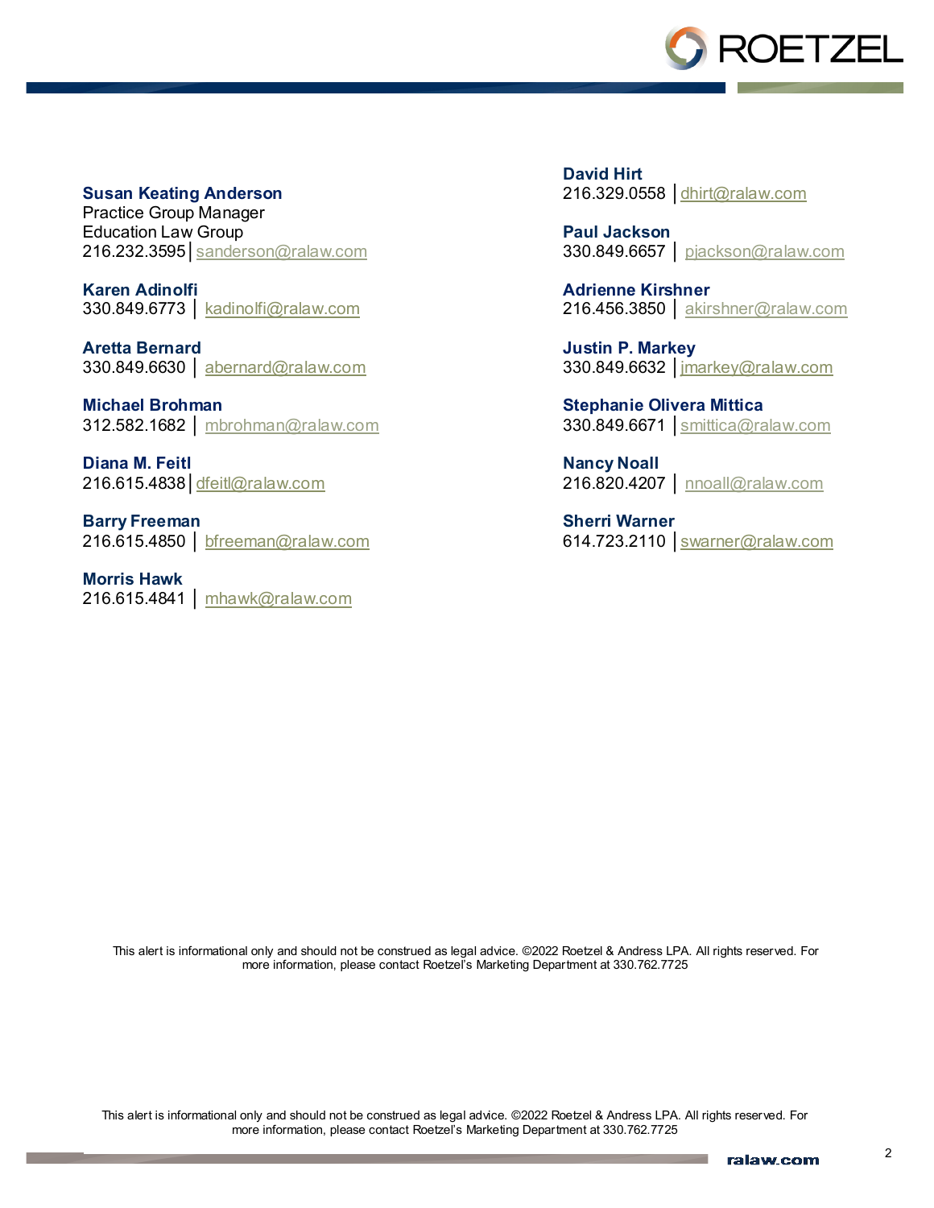**Susan Keating Anderson**
Practice Group Manager
Education Law Group
216.232.3595 | sanderson@ralaw.com

**Karen Adinolfi**
330.849.6773 | kadinolfi@ralaw.com

**Aretta Bernard**
330.849.6630 | abernard@ralaw.com

**Michael Brohman**
312.582.1682 | mbrohman@ralaw.com

**Diana M. Feitl**
216.615.4838 | dfeitl@ralaw.com

**Barry Freeman**
216.615.4850 | bfreeman@ralaw.com

**Morris Hawk**
216.615.4841 | mhawk@ralaw.com

**David Hirt**
216.329.0558 | dhirt@ralaw.com

**Paul Jackson**
330.849.6657 | pjackson@ralaw.com

**Adrienne Kirshner**
216.456.3850 | akirshner@ralaw.com

**Justin P. Markey**
330.849.6632 | jmarkey@ralaw.com

**Stephanie Olivera Mittica**
330.849.6671 | smittica@ralaw.com

**Nancy Noall**
216.820.4207 | nnoall@ralaw.com

**Sherri Warner**
614.723.2110 | swarner@ralaw.com

This alert is informational only and should not be construed as legal advice. ©2022 Roetzel & Andress LPA. All rights reserved. For more information, please contact Roetzel's Marketing Department at 330.762.7725